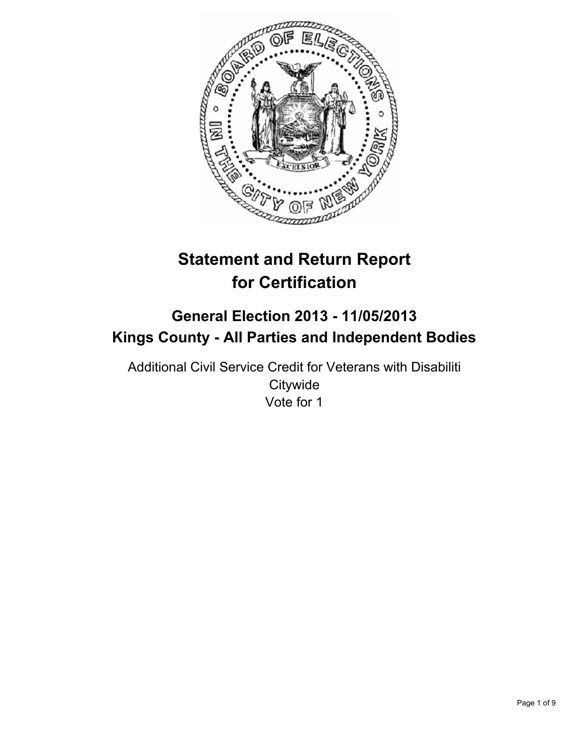# Statement and Return Report for Certification

## General Election 2013 - 11/05/2013
## Kings County - All Parties and Independent Bodies

Additional Civil Service Credit for Veterans with Disabiliti
Citywide
Vote for 1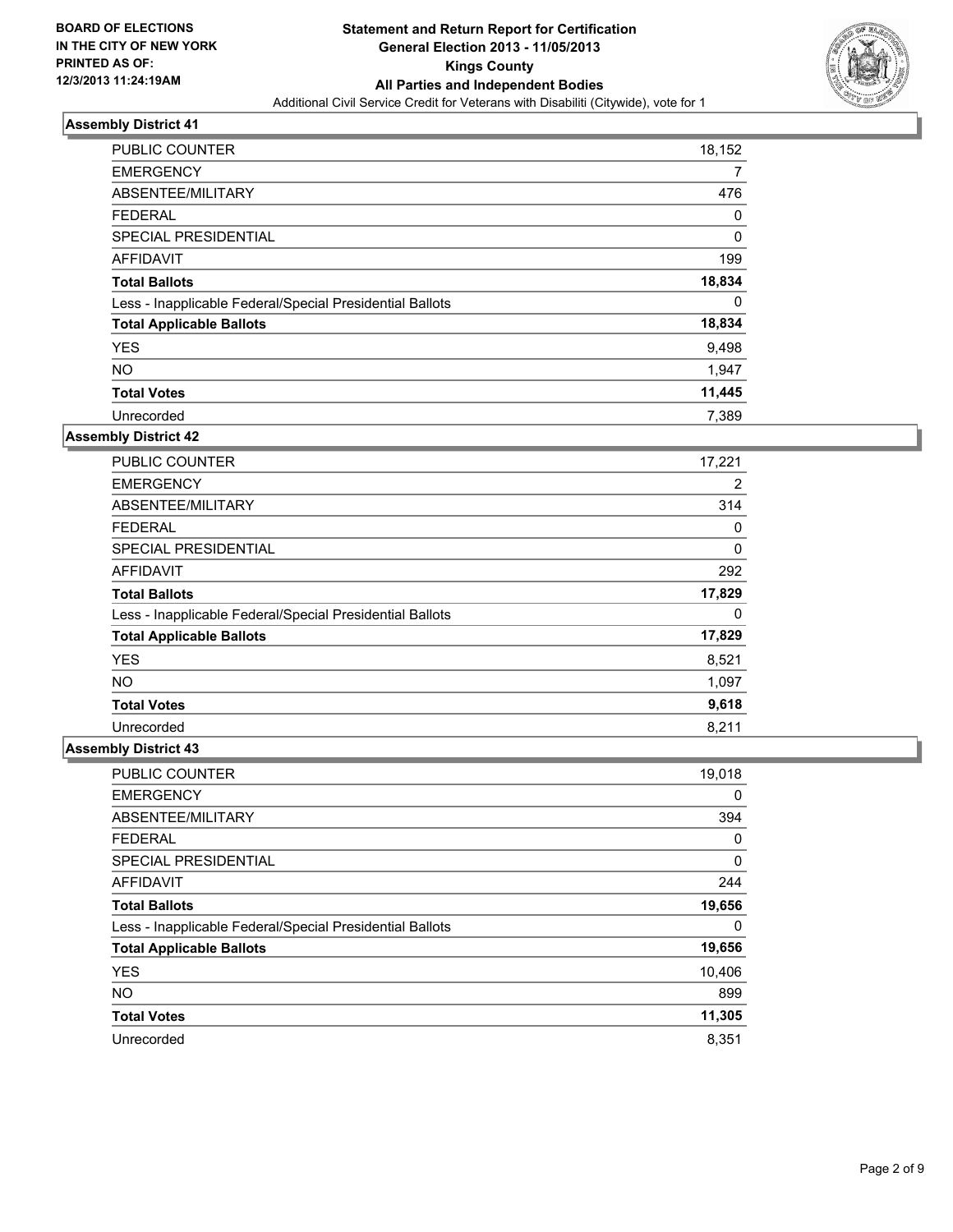BOARD OF ELECTIONS
IN THE CITY OF NEW YORK
PRINTED AS OF:
12/3/2013 11:24:19AM

**Statement and Return Report for Certification**
**General Election 2013 - 11/05/2013**
**Kings County**
**All Parties and Independent Bodies**
Additional Civil Service Credit for Veterans with Disabiliti (Citywide), vote for 1

### Assembly District 41

| | |
|---|---|
| PUBLIC COUNTER | 18,152 |
| EMERGENCY | 7 |
| ABSENTEE/MILITARY | 476 |
| FEDERAL | 0 |
| SPECIAL PRESIDENTIAL | 0 |
| AFFIDAVIT | 199 |
| **Total Ballots** | **18,834** |
| Less - Inapplicable Federal/Special Presidential Ballots | 0 |
| **Total Applicable Ballots** | **18,834** |
| YES | 9,498 |
| NO | 1,947 |
| **Total Votes** | **11,445** |
| Unrecorded | 7,389 |

### Assembly District 42

| | |
|---|---|
| PUBLIC COUNTER | 17,221 |
| EMERGENCY | 2 |
| ABSENTEE/MILITARY | 314 |
| FEDERAL | 0 |
| SPECIAL PRESIDENTIAL | 0 |
| AFFIDAVIT | 292 |
| **Total Ballots** | **17,829** |
| Less - Inapplicable Federal/Special Presidential Ballots | 0 |
| **Total Applicable Ballots** | **17,829** |
| YES | 8,521 |
| NO | 1,097 |
| **Total Votes** | **9,618** |
| Unrecorded | 8,211 |

### Assembly District 43

| | |
|---|---|
| PUBLIC COUNTER | 19,018 |
| EMERGENCY | 0 |
| ABSENTEE/MILITARY | 394 |
| FEDERAL | 0 |
| SPECIAL PRESIDENTIAL | 0 |
| AFFIDAVIT | 244 |
| **Total Ballots** | **19,656** |
| Less - Inapplicable Federal/Special Presidential Ballots | 0 |
| **Total Applicable Ballots** | **19,656** |
| YES | 10,406 |
| NO | 899 |
| **Total Votes** | **11,305** |
| Unrecorded | 8,351 |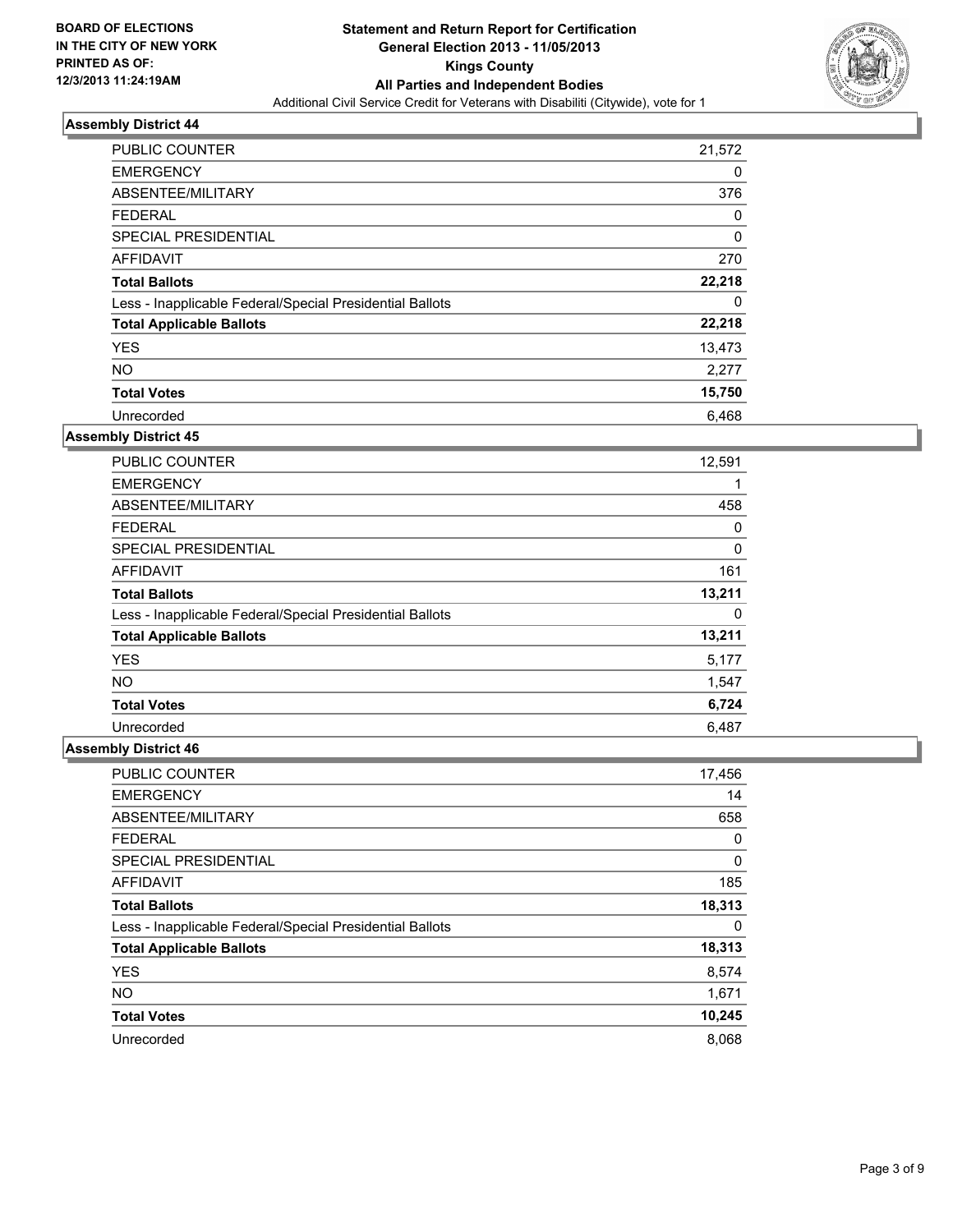**BOARD OF ELECTIONS IN THE CITY OF NEW YORK PRINTED AS OF: 12/3/2013 11:24:19AM**

# Statement and Return Report for Certification
## General Election 2013 - 11/05/2013
## Kings County
## All Parties and Independent Bodies
Additional Civil Service Credit for Veterans with Disabiliti (Citywide), vote for 1

### Assembly District 44

| | |
|---|---|
| PUBLIC COUNTER | 21,572 |
| EMERGENCY | 0 |
| ABSENTEE/MILITARY | 376 |
| FEDERAL | 0 |
| SPECIAL PRESIDENTIAL | 0 |
| AFFIDAVIT | 270 |
| **Total Ballots** | **22,218** |
| Less - Inapplicable Federal/Special Presidential Ballots | 0 |
| **Total Applicable Ballots** | **22,218** |
| YES | 13,473 |
| NO | 2,277 |
| **Total Votes** | **15,750** |
| Unrecorded | 6,468 |

### Assembly District 45

| | |
|---|---|
| PUBLIC COUNTER | 12,591 |
| EMERGENCY | 1 |
| ABSENTEE/MILITARY | 458 |
| FEDERAL | 0 |
| SPECIAL PRESIDENTIAL | 0 |
| AFFIDAVIT | 161 |
| **Total Ballots** | **13,211** |
| Less - Inapplicable Federal/Special Presidential Ballots | 0 |
| **Total Applicable Ballots** | **13,211** |
| YES | 5,177 |
| NO | 1,547 |
| **Total Votes** | **6,724** |
| Unrecorded | 6,487 |

### Assembly District 46

| | |
|---|---|
| PUBLIC COUNTER | 17,456 |
| EMERGENCY | 14 |
| ABSENTEE/MILITARY | 658 |
| FEDERAL | 0 |
| SPECIAL PRESIDENTIAL | 0 |
| AFFIDAVIT | 185 |
| **Total Ballots** | **18,313** |
| Less - Inapplicable Federal/Special Presidential Ballots | 0 |
| **Total Applicable Ballots** | **18,313** |
| YES | 8,574 |
| NO | 1,671 |
| **Total Votes** | **10,245** |
| Unrecorded | 8,068 |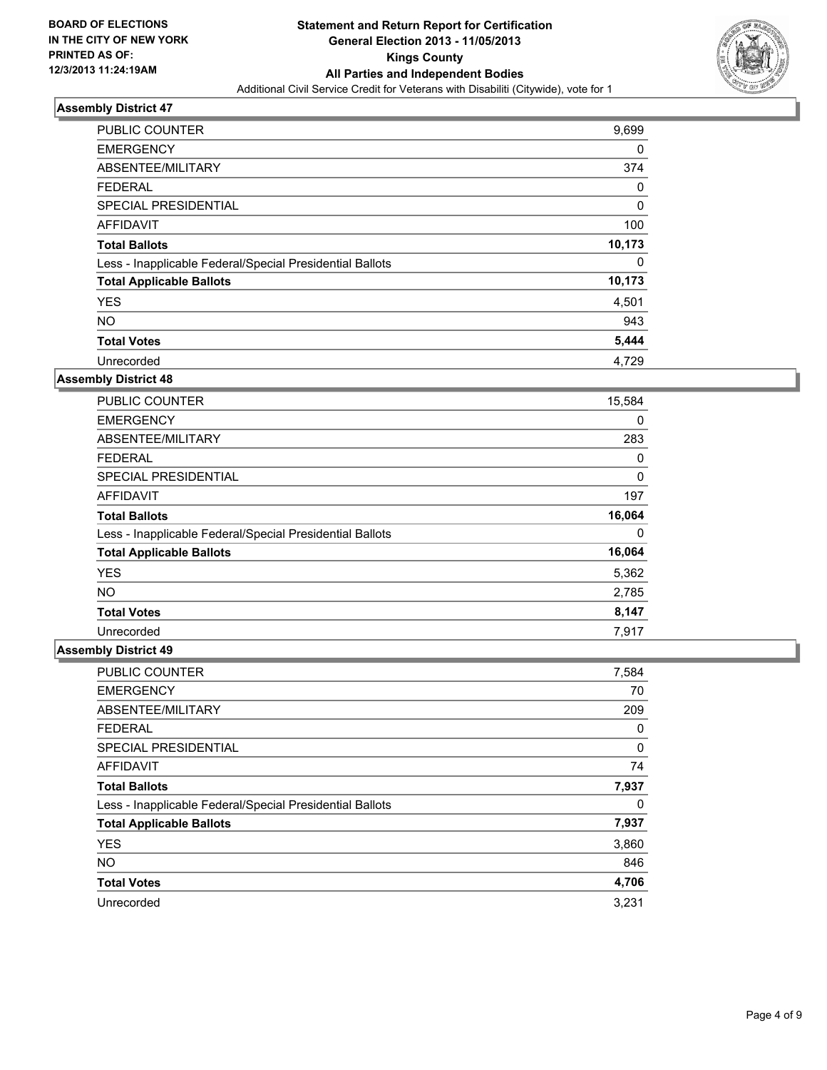**BOARD OF ELECTIONS IN THE CITY OF NEW YORK PRINTED AS OF: 12/3/2013 11:24:19AM**

# Statement and Return Report for Certification
## General Election 2013 - 11/05/2013
## Kings County
## All Parties and Independent Bodies
Additional Civil Service Credit for Veterans with Disabiliti (Citywide), vote for 1

### Assembly District 47

| | |
|---|---|
| PUBLIC COUNTER | 9,699 |
| EMERGENCY | 0 |
| ABSENTEE/MILITARY | 374 |
| FEDERAL | 0 |
| SPECIAL PRESIDENTIAL | 0 |
| AFFIDAVIT | 100 |
| **Total Ballots** | **10,173** |
| Less - Inapplicable Federal/Special Presidential Ballots | 0 |
| **Total Applicable Ballots** | **10,173** |
| YES | 4,501 |
| NO | 943 |
| **Total Votes** | **5,444** |
| Unrecorded | 4,729 |

### Assembly District 48

| | |
|---|---|
| PUBLIC COUNTER | 15,584 |
| EMERGENCY | 0 |
| ABSENTEE/MILITARY | 283 |
| FEDERAL | 0 |
| SPECIAL PRESIDENTIAL | 0 |
| AFFIDAVIT | 197 |
| **Total Ballots** | **16,064** |
| Less - Inapplicable Federal/Special Presidential Ballots | 0 |
| **Total Applicable Ballots** | **16,064** |
| YES | 5,362 |
| NO | 2,785 |
| **Total Votes** | **8,147** |
| Unrecorded | 7,917 |

### Assembly District 49

| | |
|---|---|
| PUBLIC COUNTER | 7,584 |
| EMERGENCY | 70 |
| ABSENTEE/MILITARY | 209 |
| FEDERAL | 0 |
| SPECIAL PRESIDENTIAL | 0 |
| AFFIDAVIT | 74 |
| **Total Ballots** | **7,937** |
| Less - Inapplicable Federal/Special Presidential Ballots | 0 |
| **Total Applicable Ballots** | **7,937** |
| YES | 3,860 |
| NO | 846 |
| **Total Votes** | **4,706** |
| Unrecorded | 3,231 |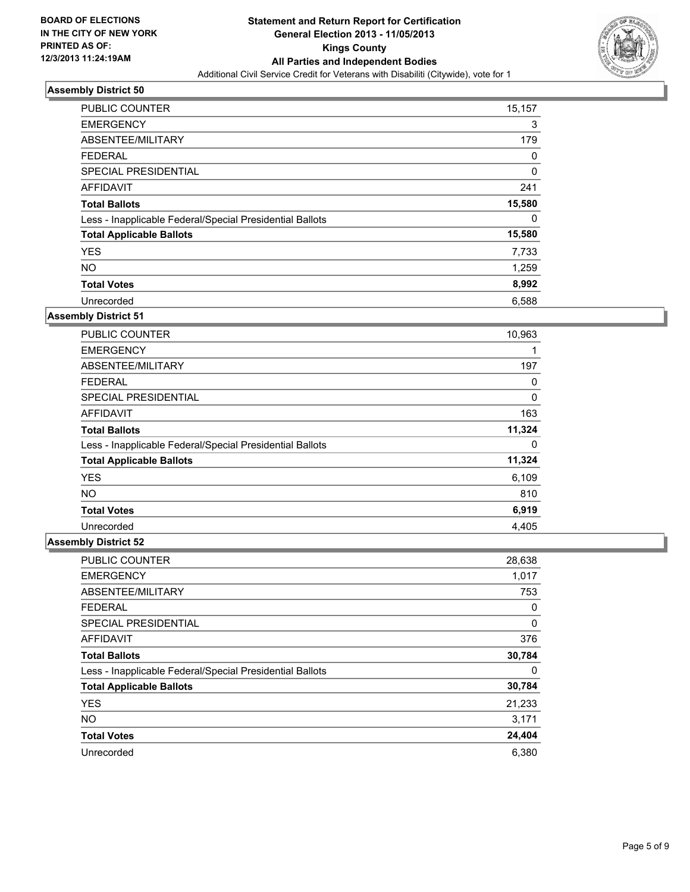BOARD OF ELECTIONS
IN THE CITY OF NEW YORK
PRINTED AS OF:
12/3/2013 11:24:19AM

**Statement and Return Report for Certification**
**General Election 2013 - 11/05/2013**
**Kings County**
**All Parties and Independent Bodies**
Additional Civil Service Credit for Veterans with Disabiliti (Citywide), vote for 1

### Assembly District 50

| | |
|---|---|
| PUBLIC COUNTER | 15,157 |
| EMERGENCY | 3 |
| ABSENTEE/MILITARY | 179 |
| FEDERAL | 0 |
| SPECIAL PRESIDENTIAL | 0 |
| AFFIDAVIT | 241 |
| **Total Ballots** | **15,580** |
| Less - Inapplicable Federal/Special Presidential Ballots | 0 |
| **Total Applicable Ballots** | **15,580** |
| YES | 7,733 |
| NO | 1,259 |
| **Total Votes** | **8,992** |
| Unrecorded | 6,588 |

### Assembly District 51

| | |
|---|---|
| PUBLIC COUNTER | 10,963 |
| EMERGENCY | 1 |
| ABSENTEE/MILITARY | 197 |
| FEDERAL | 0 |
| SPECIAL PRESIDENTIAL | 0 |
| AFFIDAVIT | 163 |
| **Total Ballots** | **11,324** |
| Less - Inapplicable Federal/Special Presidential Ballots | 0 |
| **Total Applicable Ballots** | **11,324** |
| YES | 6,109 |
| NO | 810 |
| **Total Votes** | **6,919** |
| Unrecorded | 4,405 |

### Assembly District 52

| | |
|---|---|
| PUBLIC COUNTER | 28,638 |
| EMERGENCY | 1,017 |
| ABSENTEE/MILITARY | 753 |
| FEDERAL | 0 |
| SPECIAL PRESIDENTIAL | 0 |
| AFFIDAVIT | 376 |
| **Total Ballots** | **30,784** |
| Less - Inapplicable Federal/Special Presidential Ballots | 0 |
| **Total Applicable Ballots** | **30,784** |
| YES | 21,233 |
| NO | 3,171 |
| **Total Votes** | **24,404** |
| Unrecorded | 6,380 |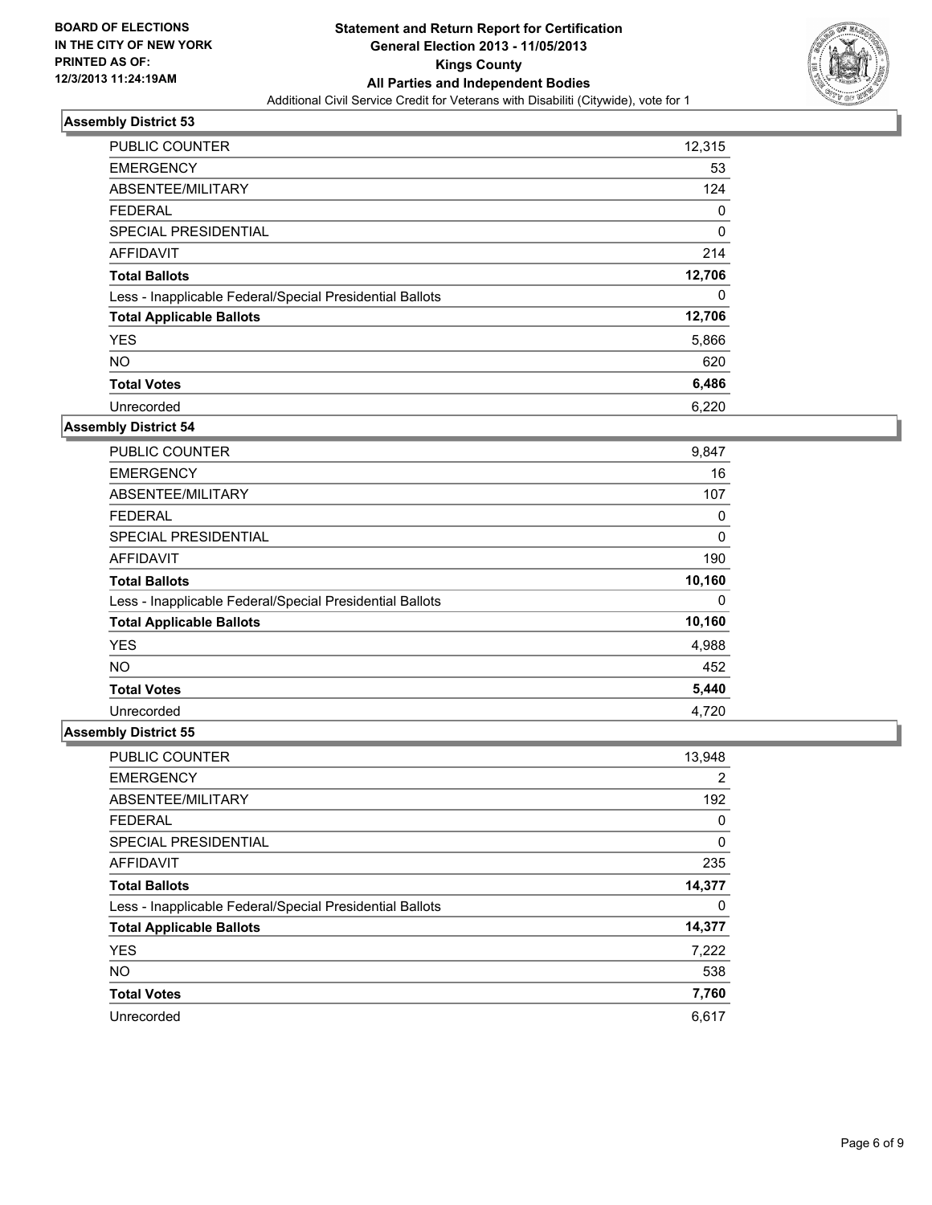BOARD OF ELECTIONS
IN THE CITY OF NEW YORK
PRINTED AS OF:
12/3/2013 11:24:19AM

**Statement and Return Report for Certification**
**General Election 2013 - 11/05/2013**
**Kings County**
**All Parties and Independent Bodies**
Additional Civil Service Credit for Veterans with Disabiliti (Citywide), vote for 1

### Assembly District 53

| | |
|---|---|
| PUBLIC COUNTER | 12,315 |
| EMERGENCY | 53 |
| ABSENTEE/MILITARY | 124 |
| FEDERAL | 0 |
| SPECIAL PRESIDENTIAL | 0 |
| AFFIDAVIT | 214 |
| **Total Ballots** | **12,706** |
| Less - Inapplicable Federal/Special Presidential Ballots | 0 |
| **Total Applicable Ballots** | **12,706** |
| YES | 5,866 |
| NO | 620 |
| **Total Votes** | **6,486** |
| Unrecorded | 6,220 |

### Assembly District 54

| | |
|---|---|
| PUBLIC COUNTER | 9,847 |
| EMERGENCY | 16 |
| ABSENTEE/MILITARY | 107 |
| FEDERAL | 0 |
| SPECIAL PRESIDENTIAL | 0 |
| AFFIDAVIT | 190 |
| **Total Ballots** | **10,160** |
| Less - Inapplicable Federal/Special Presidential Ballots | 0 |
| **Total Applicable Ballots** | **10,160** |
| YES | 4,988 |
| NO | 452 |
| **Total Votes** | **5,440** |
| Unrecorded | 4,720 |

### Assembly District 55

| | |
|---|---|
| PUBLIC COUNTER | 13,948 |
| EMERGENCY | 2 |
| ABSENTEE/MILITARY | 192 |
| FEDERAL | 0 |
| SPECIAL PRESIDENTIAL | 0 |
| AFFIDAVIT | 235 |
| **Total Ballots** | **14,377** |
| Less - Inapplicable Federal/Special Presidential Ballots | 0 |
| **Total Applicable Ballots** | **14,377** |
| YES | 7,222 |
| NO | 538 |
| **Total Votes** | **7,760** |
| Unrecorded | 6,617 |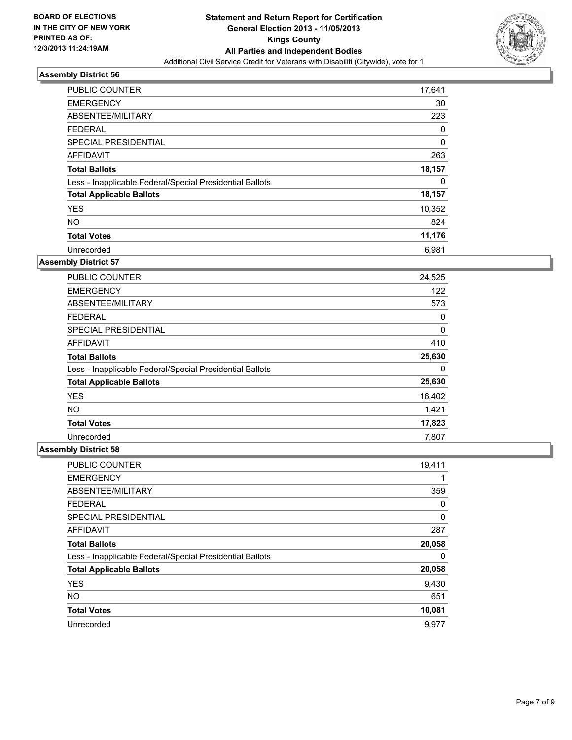**BOARD OF ELECTIONS IN THE CITY OF NEW YORK PRINTED AS OF: 12/3/2013 11:24:19AM**

# Statement and Return Report for Certification General Election 2013 - 11/05/2013 Kings County All Parties and Independent Bodies

Additional Civil Service Credit for Veterans with Disabiliti (Citywide), vote for 1

## Assembly District 56

| | |
|---|---|
| PUBLIC COUNTER | 17,641 |
| EMERGENCY | 30 |
| ABSENTEE/MILITARY | 223 |
| FEDERAL | 0 |
| SPECIAL PRESIDENTIAL | 0 |
| AFFIDAVIT | 263 |
| **Total Ballots** | **18,157** |
| Less - Inapplicable Federal/Special Presidential Ballots | 0 |
| **Total Applicable Ballots** | **18,157** |
| YES | 10,352 |
| NO | 824 |
| **Total Votes** | **11,176** |
| Unrecorded | 6,981 |

## Assembly District 57

| | |
|---|---|
| PUBLIC COUNTER | 24,525 |
| EMERGENCY | 122 |
| ABSENTEE/MILITARY | 573 |
| FEDERAL | 0 |
| SPECIAL PRESIDENTIAL | 0 |
| AFFIDAVIT | 410 |
| **Total Ballots** | **25,630** |
| Less - Inapplicable Federal/Special Presidential Ballots | 0 |
| **Total Applicable Ballots** | **25,630** |
| YES | 16,402 |
| NO | 1,421 |
| **Total Votes** | **17,823** |
| Unrecorded | 7,807 |

## Assembly District 58

| | |
|---|---|
| PUBLIC COUNTER | 19,411 |
| EMERGENCY | 1 |
| ABSENTEE/MILITARY | 359 |
| FEDERAL | 0 |
| SPECIAL PRESIDENTIAL | 0 |
| AFFIDAVIT | 287 |
| **Total Ballots** | **20,058** |
| Less - Inapplicable Federal/Special Presidential Ballots | 0 |
| **Total Applicable Ballots** | **20,058** |
| YES | 9,430 |
| NO | 651 |
| **Total Votes** | **10,081** |
| Unrecorded | 9,977 |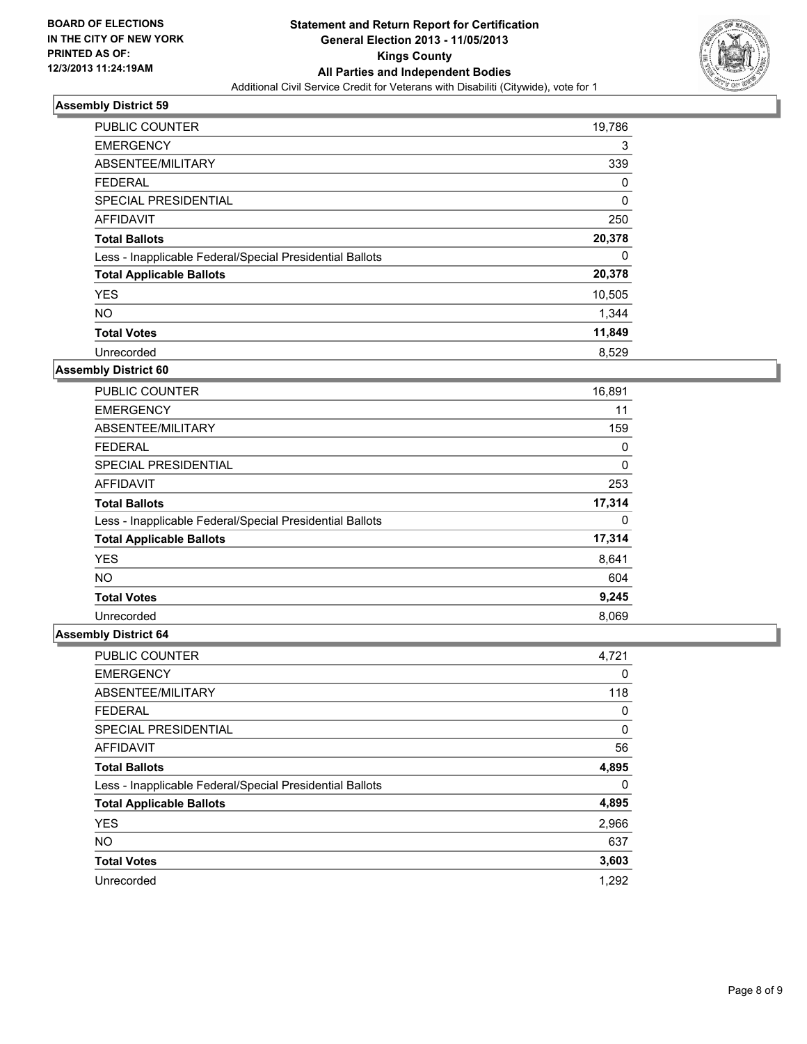**BOARD OF ELECTIONS IN THE CITY OF NEW YORK PRINTED AS OF: 12/3/2013 11:24:19AM**

# Statement and Return Report for Certification
## General Election 2013 - 11/05/2013
## Kings County
## All Parties and Independent Bodies
Additional Civil Service Credit for Veterans with Disabiliti (Citywide), vote for 1

### Assembly District 59

| | |
|---|---|
| PUBLIC COUNTER | 19,786 |
| EMERGENCY | 3 |
| ABSENTEE/MILITARY | 339 |
| FEDERAL | 0 |
| SPECIAL PRESIDENTIAL | 0 |
| AFFIDAVIT | 250 |
| **Total Ballots** | **20,378** |
| Less - Inapplicable Federal/Special Presidential Ballots | 0 |
| **Total Applicable Ballots** | **20,378** |
| YES | 10,505 |
| NO | 1,344 |
| **Total Votes** | **11,849** |
| Unrecorded | 8,529 |

### Assembly District 60

| | |
|---|---|
| PUBLIC COUNTER | 16,891 |
| EMERGENCY | 11 |
| ABSENTEE/MILITARY | 159 |
| FEDERAL | 0 |
| SPECIAL PRESIDENTIAL | 0 |
| AFFIDAVIT | 253 |
| **Total Ballots** | **17,314** |
| Less - Inapplicable Federal/Special Presidential Ballots | 0 |
| **Total Applicable Ballots** | **17,314** |
| YES | 8,641 |
| NO | 604 |
| **Total Votes** | **9,245** |
| Unrecorded | 8,069 |

### Assembly District 64

| | |
|---|---|
| PUBLIC COUNTER | 4,721 |
| EMERGENCY | 0 |
| ABSENTEE/MILITARY | 118 |
| FEDERAL | 0 |
| SPECIAL PRESIDENTIAL | 0 |
| AFFIDAVIT | 56 |
| **Total Ballots** | **4,895** |
| Less - Inapplicable Federal/Special Presidential Ballots | 0 |
| **Total Applicable Ballots** | **4,895** |
| YES | 2,966 |
| NO | 637 |
| **Total Votes** | **3,603** |
| Unrecorded | 1,292 |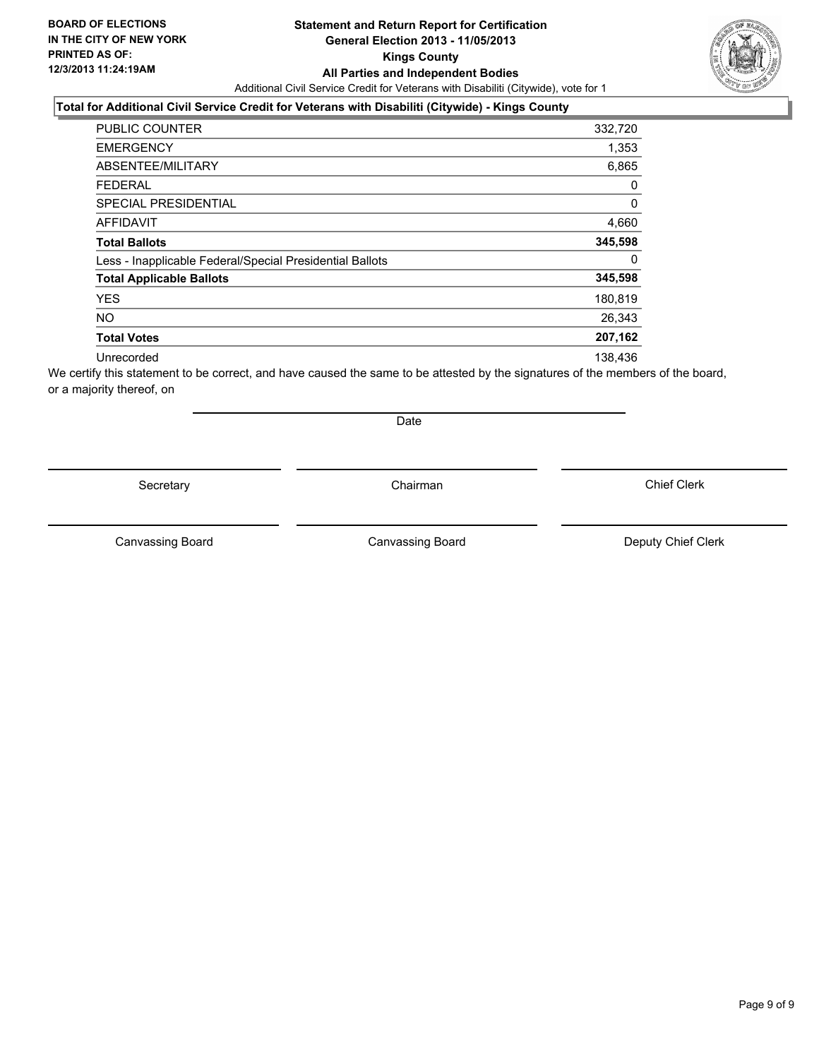**BOARD OF ELECTIONS IN THE CITY OF NEW YORK PRINTED AS OF: 12/3/2013 11:24:19AM**

# Statement and Return Report for Certification
## General Election 2013 - 11/05/2013
## Kings County
## All Parties and Independent Bodies

Additional Civil Service Credit for Veterans with Disabiliti (Citywide), vote for 1

### Total for Additional Civil Service Credit for Veterans with Disabiliti (Citywide) - Kings County

| | |
|---|---|
| PUBLIC COUNTER | 332,720 |
| EMERGENCY | 1,353 |
| ABSENTEE/MILITARY | 6,865 |
| FEDERAL | 0 |
| SPECIAL PRESIDENTIAL | 0 |
| AFFIDAVIT | 4,660 |
| **Total Ballots** | **345,598** |
| Less - Inapplicable Federal/Special Presidential Ballots | 0 |
| **Total Applicable Ballots** | **345,598** |
| YES | 180,819 |
| NO | 26,343 |
| **Total Votes** | **207,162** |
| Unrecorded | 138,436 |

We certify this statement to be correct, and have caused the same to be attested by the signatures of the members of the board, or a majority thereof, on

Date

Secretary | Chairman | Chief Clerk

Canvassing Board | Canvassing Board | Deputy Chief Clerk